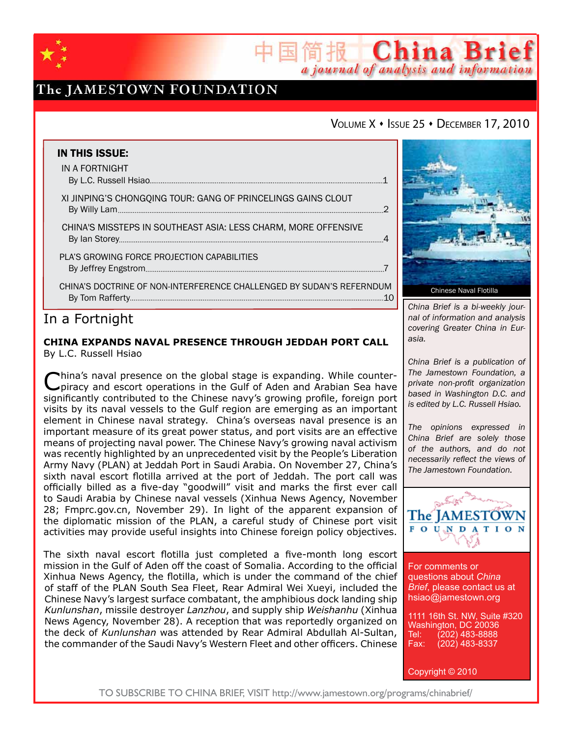# China Brief

*a journal of analysis and information*

The JAMESTOWN FOUNDATION

VOLUME X ♦ ISSUE 25 ♦ DECEMBER 17, 2010

**IN THIS ISSUE:**

IN A FORTNIGHT
By L.C. Russell Hsiao....1

XI JINPING'S CHONGQING TOUR: GANG OF PRINCELINGS GAINS CLOUT
By Willy Lam....2

CHINA'S MISSTEPS IN SOUTHEAST ASIA: LESS CHARM, MORE OFFENSIVE
By Ian Storey....4

PLA'S GROWING FORCE PROJECTION CAPABILITIES
By Jeffrey Engstrom....7

CHINA'S DOCTRINE OF NON-INTERFERENCE CHALLENGED BY SUDAN'S REFERENDUM
By Tom Rafferty....10

Chinese Naval Flotilla

*China Brief is a bi-weekly journal of information and analysis covering Greater China in Eurasia.*

*China Brief is a publication of The Jamestown Foundation, a private non-profit organization based in Washington D.C. and is edited by L.C. Russell Hsiao.*

*The opinions expressed in China Brief are solely those of the authors, and do not necessarily reflect the views of The Jamestown Foundation.*

For comments or questions about *China Brief*, please contact us at hsiao@jamestown.org

1111 16th St. NW, Suite #320
Washington, DC 20036
Tel: (202) 483-8888
Fax: (202) 483-8337

Copyright © 2010

## In a Fortnight

### CHINA EXPANDS NAVAL PRESENCE THROUGH JEDDAH PORT CALL

By L.C. Russell Hsiao

China's naval presence on the global stage is expanding. While counter-piracy and escort operations in the Gulf of Aden and Arabian Sea have significantly contributed to the Chinese navy's growing profile, foreign port visits by its naval vessels to the Gulf region are emerging as an important element in Chinese naval strategy. China's overseas naval presence is an important measure of its great power status, and port visits are an effective means of projecting naval power. The Chinese Navy's growing naval activism was recently highlighted by an unprecedented visit by the People's Liberation Army Navy (PLAN) at Jeddah Port in Saudi Arabia. On November 27, China's sixth naval escort flotilla arrived at the port of Jeddah. The port call was officially billed as a five-day "goodwill" visit and marks the first ever call to Saudi Arabia by Chinese naval vessels (Xinhua News Agency, November 28; Fmprc.gov.cn, November 29). In light of the apparent expansion of the diplomatic mission of the PLAN, a careful study of Chinese port visit activities may provide useful insights into Chinese foreign policy objectives.

The sixth naval escort flotilla just completed a five-month long escort mission in the Gulf of Aden off the coast of Somalia. According to the official Xinhua News Agency, the flotilla, which is under the command of the chief of staff of the PLAN South Sea Fleet, Rear Admiral Wei Xueyi, included the Chinese Navy's largest surface combatant, the amphibious dock landing ship *Kunlunshan*, missile destroyer *Lanzhou*, and supply ship *Weishanhu* (Xinhua News Agency, November 28). A reception that was reportedly organized on the deck of *Kunlunshan* was attended by Rear Admiral Abdullah Al-Sultan, the commander of the Saudi Navy's Western Fleet and other officers. Chinese

TO SUBSCRIBE TO CHINA BRIEF, VISIT http://www.jamestown.org/programs/chinabrief/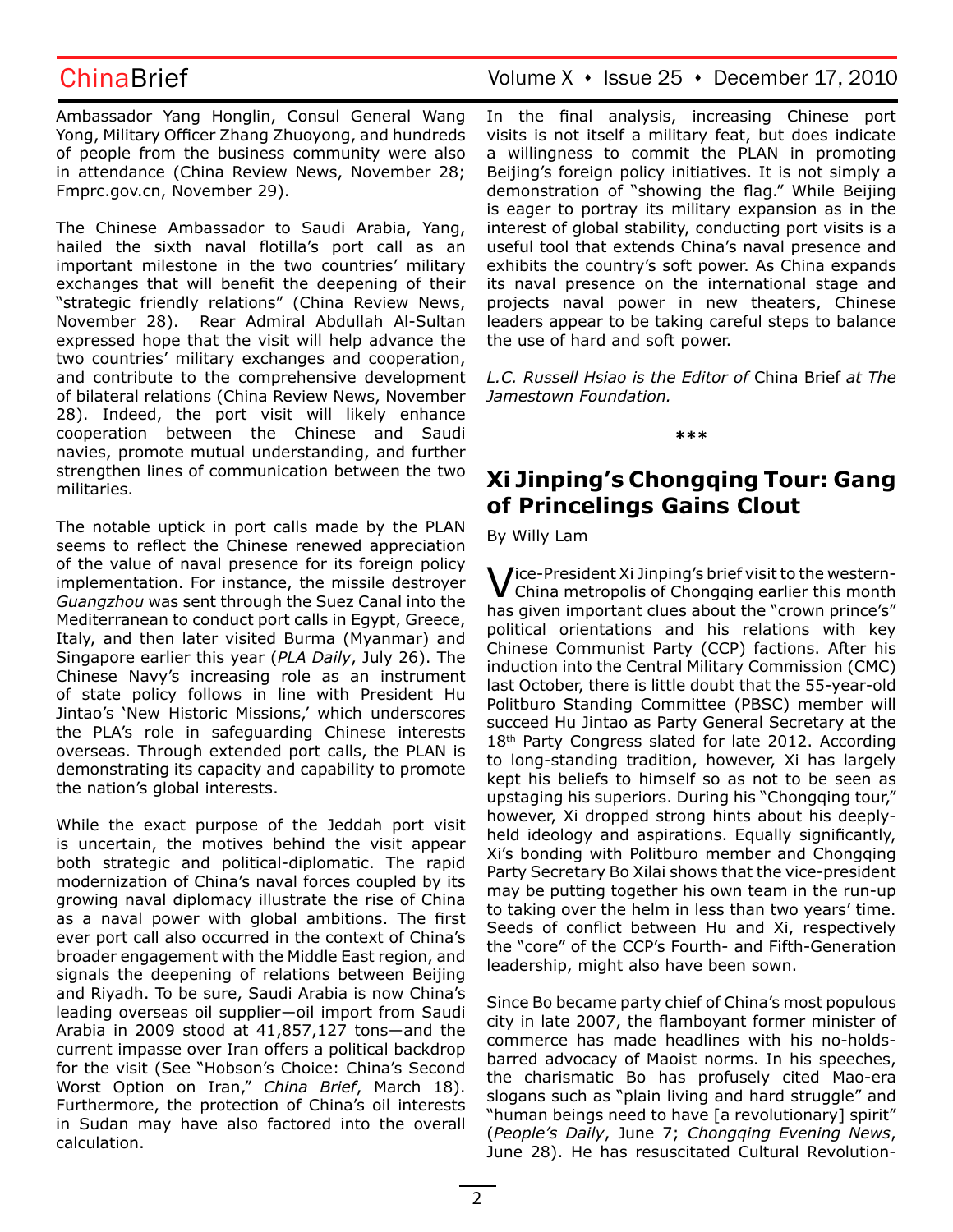Ambassador Yang Honglin, Consul General Wang Yong, Military Officer Zhang Zhuoyong, and hundreds of people from the business community were also in attendance (China Review News, November 28; Fmprc.gov.cn, November 29).

The Chinese Ambassador to Saudi Arabia, Yang, hailed the sixth naval flotilla's port call as an important milestone in the two countries' military exchanges that will benefit the deepening of their "strategic friendly relations" (China Review News, November 28). Rear Admiral Abdullah Al-Sultan expressed hope that the visit will help advance the two countries' military exchanges and cooperation, and contribute to the comprehensive development of bilateral relations (China Review News, November 28). Indeed, the port visit will likely enhance cooperation between the Chinese and Saudi navies, promote mutual understanding, and further strengthen lines of communication between the two militaries.

The notable uptick in port calls made by the PLAN seems to reflect the Chinese renewed appreciation of the value of naval presence for its foreign policy implementation. For instance, the missile destroyer *Guangzhou* was sent through the Suez Canal into the Mediterranean to conduct port calls in Egypt, Greece, Italy, and then later visited Burma (Myanmar) and Singapore earlier this year (*PLA Daily*, July 26). The Chinese Navy's increasing role as an instrument of state policy follows in line with President Hu Jintao's 'New Historic Missions,' which underscores the PLA's role in safeguarding Chinese interests overseas. Through extended port calls, the PLAN is demonstrating its capacity and capability to promote the nation's global interests.

While the exact purpose of the Jeddah port visit is uncertain, the motives behind the visit appear both strategic and political-diplomatic. The rapid modernization of China's naval forces coupled by its growing naval diplomacy illustrate the rise of China as a naval power with global ambitions. The first ever port call also occurred in the context of China's broader engagement with the Middle East region, and signals the deepening of relations between Beijing and Riyadh. To be sure, Saudi Arabia is now China's leading overseas oil supplier—oil import from Saudi Arabia in 2009 stood at 41,857,127 tons—and the current impasse over Iran offers a political backdrop for the visit (See "Hobson's Choice: China's Second Worst Option on Iran," *China Brief*, March 18). Furthermore, the protection of China's oil interests in Sudan may have also factored into the overall calculation.

In the final analysis, increasing Chinese port visits is not itself a military feat, but does indicate a willingness to commit the PLAN in promoting Beijing's foreign policy initiatives. It is not simply a demonstration of "showing the flag." While Beijing is eager to portray its military expansion as in the interest of global stability, conducting port visits is a useful tool that extends China's naval presence and exhibits the country's soft power. As China expands its naval presence on the international stage and projects naval power in new theaters, Chinese leaders appear to be taking careful steps to balance the use of hard and soft power.

*L.C. Russell Hsiao is the Editor of* China Brief *at The Jamestown Foundation.*

\*\*\*

## Xi Jinping's Chongqing Tour: Gang of Princelings Gains Clout

By Willy Lam

Vice-President Xi Jinping's brief visit to the western-China metropolis of Chongqing earlier this month has given important clues about the "crown prince's" political orientations and his relations with key Chinese Communist Party (CCP) factions. After his induction into the Central Military Commission (CMC) last October, there is little doubt that the 55-year-old Politburo Standing Committee (PBSC) member will succeed Hu Jintao as Party General Secretary at the 18th Party Congress slated for late 2012. According to long-standing tradition, however, Xi has largely kept his beliefs to himself so as not to be seen as upstaging his superiors. During his "Chongqing tour," however, Xi dropped strong hints about his deeply-held ideology and aspirations. Equally significantly, Xi's bonding with Politburo member and Chongqing Party Secretary Bo Xilai shows that the vice-president may be putting together his own team in the run-up to taking over the helm in less than two years' time. Seeds of conflict between Hu and Xi, respectively the "core" of the CCP's Fourth- and Fifth-Generation leadership, might also have been sown.

Since Bo became party chief of China's most populous city in late 2007, the flamboyant former minister of commerce has made headlines with his no-holds-barred advocacy of Maoist norms. In his speeches, the charismatic Bo has profusely cited Mao-era slogans such as "plain living and hard struggle" and "human beings need to have [a revolutionary] spirit" (*People's Daily*, June 7; *Chongqing Evening News*, June 28). He has resuscitated Cultural Revolution-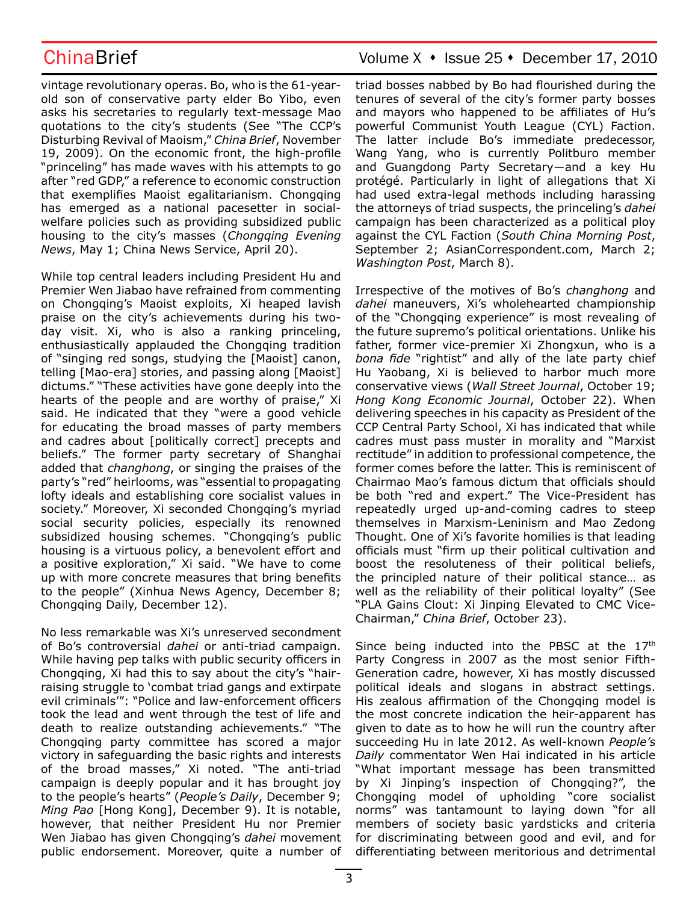vintage revolutionary operas. Bo, who is the 61-year-old son of conservative party elder Bo Yibo, even asks his secretaries to regularly text-message Mao quotations to the city's students (See "The CCP's Disturbing Revival of Maoism," *China Brief*, November 19, 2009). On the economic front, the high-profile "princeling" has made waves with his attempts to go after "red GDP," a reference to economic construction that exemplifies Maoist egalitarianism. Chongqing has emerged as a national pacesetter in social-welfare policies such as providing subsidized public housing to the city's masses (*Chongqing Evening News*, May 1; China News Service, April 20).

While top central leaders including President Hu and Premier Wen Jiabao have refrained from commenting on Chongqing's Maoist exploits, Xi heaped lavish praise on the city's achievements during his two-day visit. Xi, who is also a ranking princeling, enthusiastically applauded the Chongqing tradition of "singing red songs, studying the [Maoist] canon, telling [Mao-era] stories, and passing along [Maoist] dictums." "These activities have gone deeply into the hearts of the people and are worthy of praise," Xi said. He indicated that they "were a good vehicle for educating the broad masses of party members and cadres about [politically correct] precepts and beliefs." The former party secretary of Shanghai added that *chanhong*, or singing the praises of the party's "red" heirlooms, was "essential to propagating lofty ideals and establishing core socialist values in society." Moreover, Xi seconded Chongqing's myriad social security policies, especially its renowned subsidized housing schemes. "Chongqing's public housing is a virtuous policy, a benevolent effort and a positive exploration," Xi said. "We have to come up with more concrete measures that bring benefits to the people" (Xinhua News Agency, December 8; Chongqing Daily, December 12).

No less remarkable was Xi's unreserved secondment of Bo's controversial *dahei* or anti-triad campaign. While having pep talks with public security officers in Chongqing, Xi had this to say about the city's "hair-raising struggle to 'combat triad gangs and extirpate evil criminals'": "Police and law-enforcement officers took the lead and went through the test of life and death to realize outstanding achievements." "The Chongqing party committee has scored a major victory in safeguarding the basic rights and interests of the broad masses," Xi noted. "The anti-triad campaign is deeply popular and it has brought joy to the people's hearts" (*People's Daily*, December 9; *Ming Pao* [Hong Kong], December 9). It is notable, however, that neither President Hu nor Premier Wen Jiabao has given Chongqing's *dahei* movement public endorsement. Moreover, quite a number of triad bosses nabbed by Bo had flourished during the tenures of several of the city's former party bosses and mayors who happened to be affiliates of Hu's powerful Communist Youth League (CYL) Faction. The latter include Bo's immediate predecessor, Wang Yang, who is currently Politburo member and Guangdong Party Secretary—and a key Hu protégé. Particularly in light of allegations that Xi had used extra-legal methods including harassing the attorneys of triad suspects, the princeling's *dahei* campaign has been characterized as a political ploy against the CYL Faction (*South China Morning Post*, September 2; AsianCorrespondent.com, March 2; *Washington Post*, March 8).

Irrespective of the motives of Bo's *changhong* and *dahei* maneuvers, Xi's wholehearted championship of the "Chongqing experience" is most revealing of the future supremo's political orientations. Unlike his father, former vice-premier Xi Zhongxun, who is a *bona fide* "rightist" and ally of the late party chief Hu Yaobang, Xi is believed to harbor much more conservative views (*Wall Street Journal*, October 19; *Hong Kong Economic Journal*, October 22). When delivering speeches in his capacity as President of the CCP Central Party School, Xi has indicated that while cadres must pass muster in morality and "Marxist rectitude" in addition to professional competence, the former comes before the latter. This is reminiscent of Chairmao Mao's famous dictum that officials should be both "red and expert." The Vice-President has repeatedly urged up-and-coming cadres to steep themselves in Marxism-Leninism and Mao Zedong Thought. One of Xi's favorite homilies is that leading officials must "firm up their political cultivation and boost the resoluteness of their political beliefs, the principled nature of their political stance… as well as the reliability of their political loyalty" (See "PLA Gains Clout: Xi Jinping Elevated to CMC Vice-Chairman," *China Brief*, October 23).

Since being inducted into the PBSC at the 17th Party Congress in 2007 as the most senior Fifth-Generation cadre, however, Xi has mostly discussed political ideals and slogans in abstract settings. His zealous affirmation of the Chongqing model is the most concrete indication the heir-apparent has given to date as to how he will run the country after succeeding Hu in late 2012. As well-known *People's Daily* commentator Wen Hai indicated in his article "What important message has been transmitted by Xi Jinping's inspection of Chongqing?", the Chongqing model of upholding "core socialist norms" was tantamount to laying down "for all members of society basic yardsticks and criteria for discriminating between good and evil, and for differentiating between meritorious and detrimental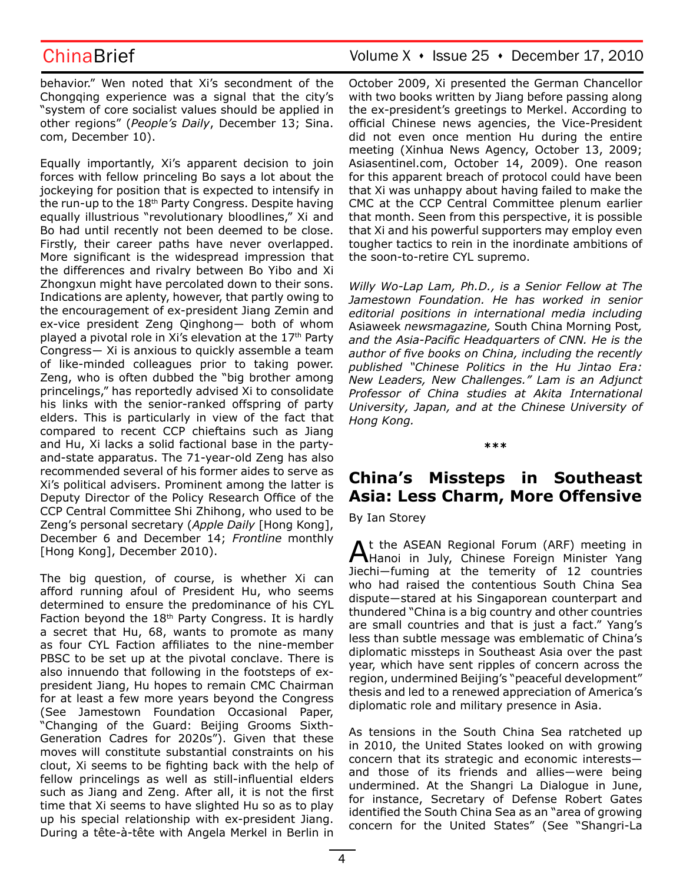behavior." Wen noted that Xi's secondment of the Chongqing experience was a signal that the city's "system of core socialist values should be applied in other regions" (*People's Daily*, December 13; Sina.com, December 10).

Equally importantly, Xi's apparent decision to join forces with fellow princeling Bo says a lot about the jockeying for position that is expected to intensify in the run-up to the 18th Party Congress. Despite having equally illustrious "revolutionary bloodlines," Xi and Bo had until recently not been deemed to be close. Firstly, their career paths have never overlapped. More significant is the widespread impression that the differences and rivalry between Bo Yibo and Xi Zhongxun might have percolated down to their sons. Indications are aplenty, however, that partly owing to the encouragement of ex-president Jiang Zemin and ex-vice president Zeng Qinghong— both of whom played a pivotal role in Xi's elevation at the 17th Party Congress— Xi is anxious to quickly assemble a team of like-minded colleagues prior to taking power. Zeng, who is often dubbed the "big brother among princelings," has reportedly advised Xi to consolidate his links with the senior-ranked offspring of party elders. This is particularly in view of the fact that compared to recent CCP chieftains such as Jiang and Hu, Xi lacks a solid factional base in the party-and-state apparatus. The 71-year-old Zeng has also recommended several of his former aides to serve as Xi's political advisers. Prominent among the latter is Deputy Director of the Policy Research Office of the CCP Central Committee Shi Zhihong, who used to be Zeng's personal secretary (*Apple Daily* [Hong Kong], December 6 and December 14; *Frontline* monthly [Hong Kong], December 2010).

The big question, of course, is whether Xi can afford running afoul of President Hu, who seems determined to ensure the predominance of his CYL Faction beyond the 18th Party Congress. It is hardly a secret that Hu, 68, wants to promote as many as four CYL Faction affiliates to the nine-member PBSC to be set up at the pivotal conclave. There is also innuendo that following in the footsteps of ex-president Jiang, Hu hopes to remain CMC Chairman for at least a few more years beyond the Congress (See Jamestown Foundation Occasional Paper, "Changing of the Guard: Beijing Grooms Sixth-Generation Cadres for 2020s"). Given that these moves will constitute substantial constraints on his clout, Xi seems to be fighting back with the help of fellow princelings as well as still-influential elders such as Jiang and Zeng. After all, it is not the first time that Xi seems to have slighted Hu so as to play up his special relationship with ex-president Jiang. During a tête-à-tête with Angela Merkel in Berlin in October 2009, Xi presented the German Chancellor with two books written by Jiang before passing along the ex-president's greetings to Merkel. According to official Chinese news agencies, the Vice-President did not even once mention Hu during the entire meeting (Xinhua News Agency, October 13, 2009; Asiasentinel.com, October 14, 2009). One reason for this apparent breach of protocol could have been that Xi was unhappy about having failed to make the CMC at the CCP Central Committee plenum earlier that month. Seen from this perspective, it is possible that Xi and his powerful supporters may employ even tougher tactics to rein in the inordinate ambitions of the soon-to-retire CYL supremo.

*Willy Wo-Lap Lam, Ph.D., is a Senior Fellow at The Jamestown Foundation. He has worked in senior editorial positions in international media including* Asiaweek *newsmagazine,* South China Morning Post*, and the Asia-Pacific Headquarters of CNN. He is the author of five books on China, including the recently published "Chinese Politics in the Hu Jintao Era: New Leaders, New Challenges." Lam is an Adjunct Professor of China studies at Akita International University, Japan, and at the Chinese University of Hong Kong.*

***

## China's Missteps in Southeast Asia: Less Charm, More Offensive

By Ian Storey

At the ASEAN Regional Forum (ARF) meeting in Hanoi in July, Chinese Foreign Minister Yang Jiechi—fuming at the temerity of 12 countries who had raised the contentious South China Sea dispute—stared at his Singaporean counterpart and thundered "China is a big country and other countries are small countries and that is just a fact." Yang's less than subtle message was emblematic of China's diplomatic missteps in Southeast Asia over the past year, which have sent ripples of concern across the region, undermined Beijing's "peaceful development" thesis and led to a renewed appreciation of America's diplomatic role and military presence in Asia.

As tensions in the South China Sea ratcheted up in 2010, the United States looked on with growing concern that its strategic and economic interests—and those of its friends and allies—were being undermined. At the Shangri La Dialogue in June, for instance, Secretary of Defense Robert Gates identified the South China Sea as an "area of growing concern for the United States" (See "Shangri-La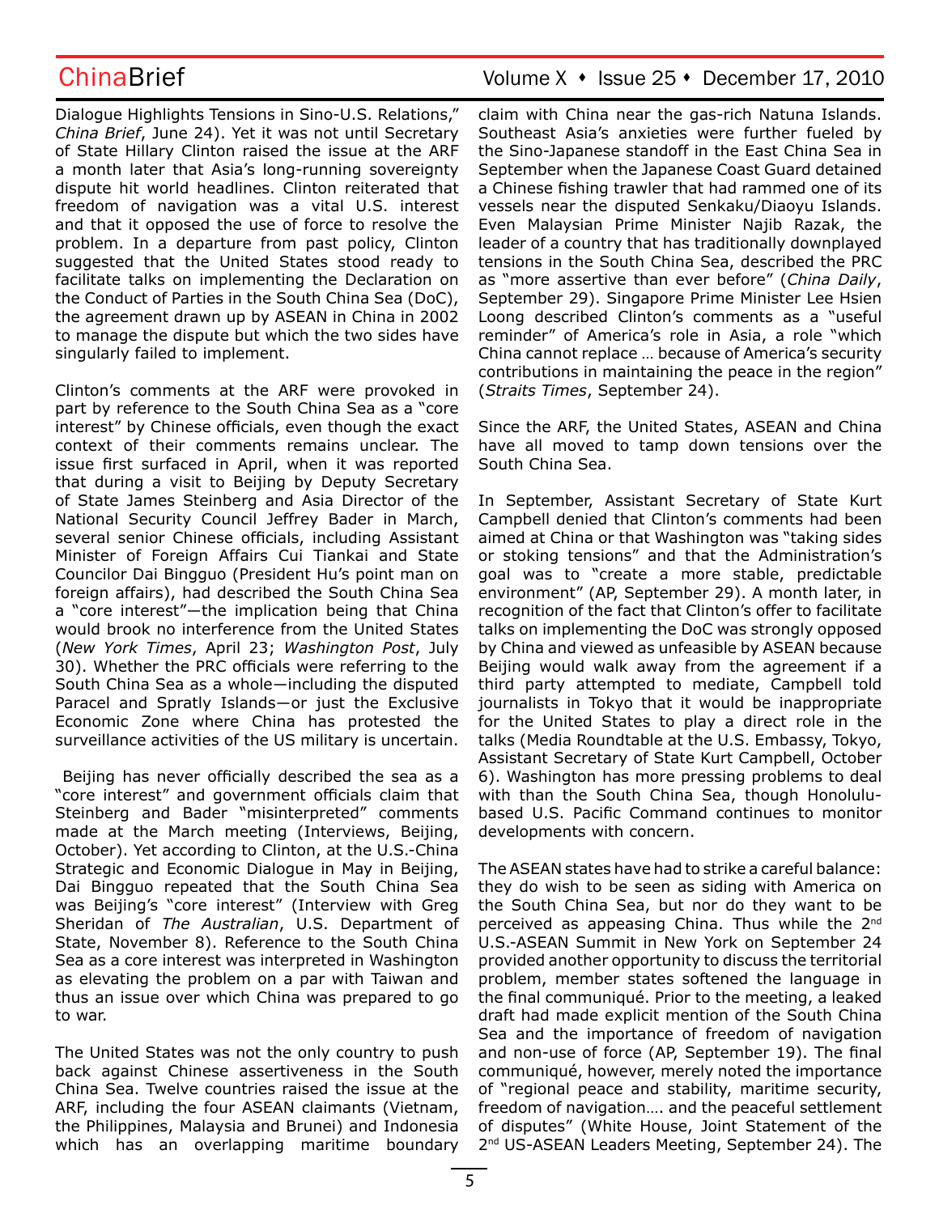Dialogue Highlights Tensions in Sino-U.S. Relations," *China Brief*, June 24). Yet it was not until Secretary of State Hillary Clinton raised the issue at the ARF a month later that Asia's long-running sovereignty dispute hit world headlines. Clinton reiterated that freedom of navigation was a vital U.S. interest and that it opposed the use of force to resolve the problem. In a departure from past policy, Clinton suggested that the United States stood ready to facilitate talks on implementing the Declaration on the Conduct of Parties in the South China Sea (DoC), the agreement drawn up by ASEAN in China in 2002 to manage the dispute but which the two sides have singularly failed to implement.

Clinton's comments at the ARF were provoked in part by reference to the South China Sea as a "core interest" by Chinese officials, even though the exact context of their comments remains unclear. The issue first surfaced in April, when it was reported that during a visit to Beijing by Deputy Secretary of State James Steinberg and Asia Director of the National Security Council Jeffrey Bader in March, several senior Chinese officials, including Assistant Minister of Foreign Affairs Cui Tiankai and State Councilor Dai Bingguo (President Hu's point man on foreign affairs), had described the South China Sea a "core interest"—the implication being that China would brook no interference from the United States (*New York Times*, April 23; *Washington Post*, July 30). Whether the PRC officials were referring to the South China Sea as a whole—including the disputed Paracel and Spratly Islands—or just the Exclusive Economic Zone where China has protested the surveillance activities of the US military is uncertain.

Beijing has never officially described the sea as a "core interest" and government officials claim that Steinberg and Bader "misinterpreted" comments made at the March meeting (Interviews, Beijing, October). Yet according to Clinton, at the U.S.-China Strategic and Economic Dialogue in May in Beijing, Dai Bingguo repeated that the South China Sea was Beijing's "core interest" (Interview with Greg Sheridan of *The Australian*, U.S. Department of State, November 8). Reference to the South China Sea as a core interest was interpreted in Washington as elevating the problem on a par with Taiwan and thus an issue over which China was prepared to go to war.

The United States was not the only country to push back against Chinese assertiveness in the South China Sea. Twelve countries raised the issue at the ARF, including the four ASEAN claimants (Vietnam, the Philippines, Malaysia and Brunei) and Indonesia which has an overlapping maritime boundary claim with China near the gas-rich Natuna Islands. Southeast Asia's anxieties were further fueled by the Sino-Japanese standoff in the East China Sea in September when the Japanese Coast Guard detained a Chinese fishing trawler that had rammed one of its vessels near the disputed Senkaku/Diaoyu Islands. Even Malaysian Prime Minister Najib Razak, the leader of a country that has traditionally downplayed tensions in the South China Sea, described the PRC as "more assertive than ever before" (*China Daily*, September 29). Singapore Prime Minister Lee Hsien Loong described Clinton's comments as a "useful reminder" of America's role in Asia, a role "which China cannot replace … because of America's security contributions in maintaining the peace in the region" (*Straits Times*, September 24).

Since the ARF, the United States, ASEAN and China have all moved to tamp down tensions over the South China Sea.

In September, Assistant Secretary of State Kurt Campbell denied that Clinton's comments had been aimed at China or that Washington was "taking sides or stoking tensions" and that the Administration's goal was to "create a more stable, predictable environment" (AP, September 29). A month later, in recognition of the fact that Clinton's offer to facilitate talks on implementing the DoC was strongly opposed by China and viewed as unfeasible by ASEAN because Beijing would walk away from the agreement if a third party attempted to mediate, Campbell told journalists in Tokyo that it would be inappropriate for the United States to play a direct role in the talks (Media Roundtable at the U.S. Embassy, Tokyo, Assistant Secretary of State Kurt Campbell, October 6). Washington has more pressing problems to deal with than the South China Sea, though Honolulu-based U.S. Pacific Command continues to monitor developments with concern.

The ASEAN states have had to strike a careful balance: they do wish to be seen as siding with America on the South China Sea, but nor do they want to be perceived as appeasing China. Thus while the 2nd U.S.-ASEAN Summit in New York on September 24 provided another opportunity to discuss the territorial problem, member states softened the language in the final communiqué. Prior to the meeting, a leaked draft had made explicit mention of the South China Sea and the importance of freedom of navigation and non-use of force (AP, September 19). The final communiqué, however, merely noted the importance of "regional peace and stability, maritime security, freedom of navigation…. and the peaceful settlement of disputes" (White House, Joint Statement of the 2nd US-ASEAN Leaders Meeting, September 24). The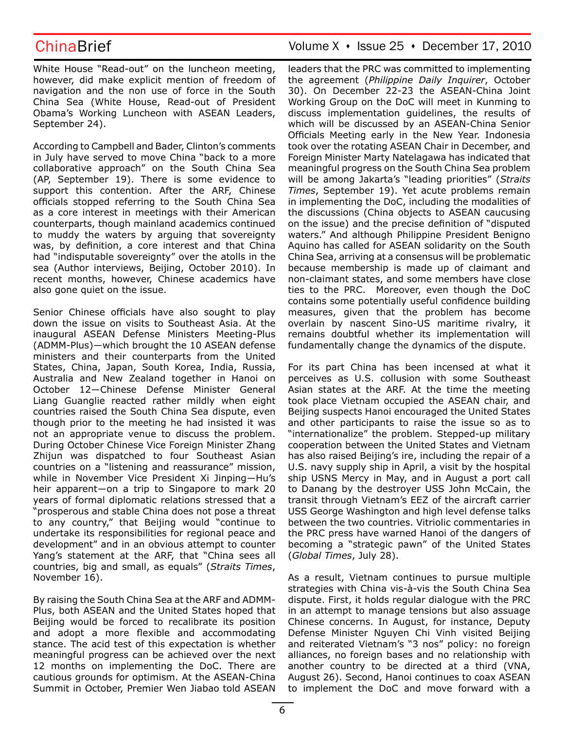White House "Read-out" on the luncheon meeting, however, did make explicit mention of freedom of navigation and the non use of force in the South China Sea (White House, Read-out of President Obama's Working Luncheon with ASEAN Leaders, September 24).

According to Campbell and Bader, Clinton's comments in July have served to move China "back to a more collaborative approach" on the South China Sea (AP, September 19). There is some evidence to support this contention. After the ARF, Chinese officials stopped referring to the South China Sea as a core interest in meetings with their American counterparts, though mainland academics continued to muddy the waters by arguing that sovereignty was, by definition, a core interest and that China had "indisputable sovereignty" over the atolls in the sea (Author interviews, Beijing, October 2010). In recent months, however, Chinese academics have also gone quiet on the issue.

Senior Chinese officials have also sought to play down the issue on visits to Southeast Asia. At the inaugural ASEAN Defense Ministers Meeting-Plus (ADMM-Plus)—which brought the 10 ASEAN defense ministers and their counterparts from the United States, China, Japan, South Korea, India, Russia, Australia and New Zealand together in Hanoi on October 12—Chinese Defense Minister General Liang Guanglie reacted rather mildly when eight countries raised the South China Sea dispute, even though prior to the meeting he had insisted it was not an appropriate venue to discuss the problem. During October Chinese Vice Foreign Minister Zhang Zhijun was dispatched to four Southeast Asian countries on a "listening and reassurance" mission, while in November Vice President Xi Jinping—Hu's heir apparent—on a trip to Singapore to mark 20 years of formal diplomatic relations stressed that a "prosperous and stable China does not pose a threat to any country," that Beijing would "continue to undertake its responsibilities for regional peace and development" and in an obvious attempt to counter Yang's statement at the ARF, that "China sees all countries, big and small, as equals" (*Straits Times*, November 16).

By raising the South China Sea at the ARF and ADMM-Plus, both ASEAN and the United States hoped that Beijing would be forced to recalibrate its position and adopt a more flexible and accommodating stance. The acid test of this expectation is whether meaningful progress can be achieved over the next 12 months on implementing the DoC. There are cautious grounds for optimism. At the ASEAN-China Summit in October, Premier Wen Jiabao told ASEAN leaders that the PRC was committed to implementing the agreement (*Philippine Daily Inquirer*, October 30). On December 22-23 the ASEAN-China Joint Working Group on the DoC will meet in Kunming to discuss implementation guidelines, the results of which will be discussed by an ASEAN-China Senior Officials Meeting early in the New Year. Indonesia took over the rotating ASEAN Chair in December, and Foreign Minister Marty Natelagawa has indicated that meaningful progress on the South China Sea problem will be among Jakarta's "leading priorities" (*Straits Times*, September 19). Yet acute problems remain in implementing the DoC, including the modalities of the discussions (China objects to ASEAN caucusing on the issue) and the precise definition of "disputed waters." And although Philippine President Benigno Aquino has called for ASEAN solidarity on the South China Sea, arriving at a consensus will be problematic because membership is made up of claimant and non-claimant states, and some members have close ties to the PRC. Moreover, even though the DoC contains some potentially useful confidence building measures, given that the problem has become overlain by nascent Sino-US maritime rivalry, it remains doubtful whether its implementation will fundamentally change the dynamics of the dispute.

For its part China has been incensed at what it perceives as U.S. collusion with some Southeast Asian states at the ARF. At the time the meeting took place Vietnam occupied the ASEAN chair, and Beijing suspects Hanoi encouraged the United States and other participants to raise the issue so as to "internationalize" the problem. Stepped-up military cooperation between the United States and Vietnam has also raised Beijing's ire, including the repair of a U.S. navy supply ship in April, a visit by the hospital ship USNS Mercy in May, and in August a port call to Danang by the destroyer USS John McCain, the transit through Vietnam's EEZ of the aircraft carrier USS George Washington and high level defense talks between the two countries. Vitriolic commentaries in the PRC press have warned Hanoi of the dangers of becoming a "strategic pawn" of the United States (*Global Times*, July 28).

As a result, Vietnam continues to pursue multiple strategies with China vis-à-vis the South China Sea dispute. First, it holds regular dialogue with the PRC in an attempt to manage tensions but also assuage Chinese concerns. In August, for instance, Deputy Defense Minister Nguyen Chi Vinh visited Beijing and reiterated Vietnam's "3 nos" policy: no foreign alliances, no foreign bases and no relationship with another country to be directed at a third (VNA, August 26). Second, Hanoi continues to coax ASEAN to implement the DoC and move forward with a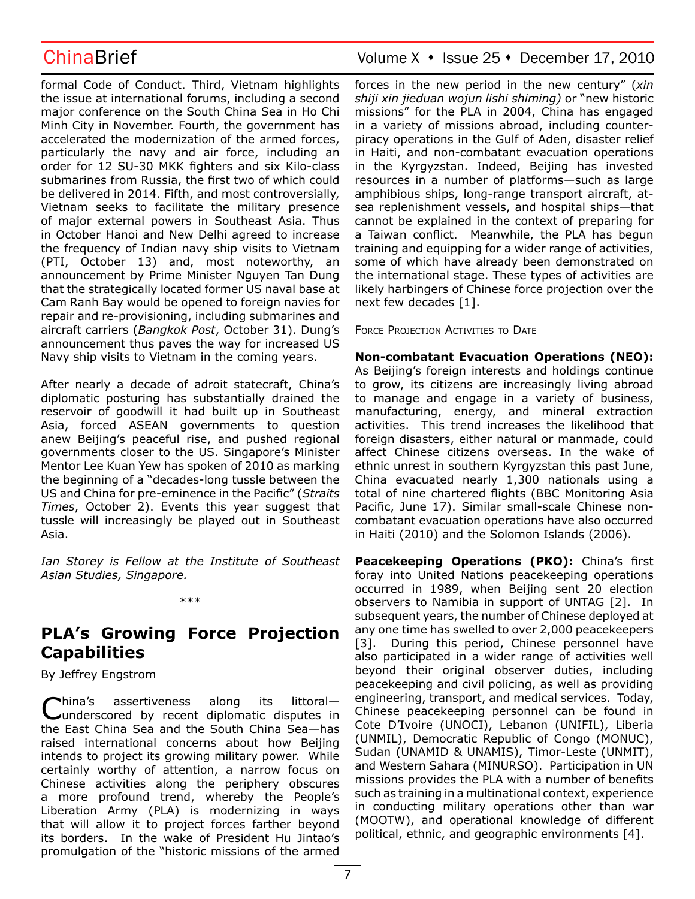formal Code of Conduct. Third, Vietnam highlights the issue at international forums, including a second major conference on the South China Sea in Ho Chi Minh City in November. Fourth, the government has accelerated the modernization of the armed forces, particularly the navy and air force, including an order for 12 SU-30 MKK fighters and six Kilo-class submarines from Russia, the first two of which could be delivered in 2014. Fifth, and most controversially, Vietnam seeks to facilitate the military presence of major external powers in Southeast Asia. Thus in October Hanoi and New Delhi agreed to increase the frequency of Indian navy ship visits to Vietnam (PTI, October 13) and, most noteworthy, an announcement by Prime Minister Nguyen Tan Dung that the strategically located former US naval base at Cam Ranh Bay would be opened to foreign navies for repair and re-provisioning, including submarines and aircraft carriers (*Bangkok Post*, October 31). Dung's announcement thus paves the way for increased US Navy ship visits to Vietnam in the coming years.

After nearly a decade of adroit statecraft, China's diplomatic posturing has substantially drained the reservoir of goodwill it had built up in Southeast Asia, forced ASEAN governments to question anew Beijing's peaceful rise, and pushed regional governments closer to the US. Singapore's Minister Mentor Lee Kuan Yew has spoken of 2010 as marking the beginning of a "decades-long tussle between the US and China for pre-eminence in the Pacific" (*Straits Times*, October 2). Events this year suggest that tussle will increasingly be played out in Southeast Asia.

*Ian Storey is Fellow at the Institute of Southeast Asian Studies, Singapore.*

\*\*\*

## PLA's Growing Force Projection Capabilities

By Jeffrey Engstrom

China's assertiveness along its littoral—underscored by recent diplomatic disputes in the East China Sea and the South China Sea—has raised international concerns about how Beijing intends to project its growing military power. While certainly worthy of attention, a narrow focus on Chinese activities along the periphery obscures a more profound trend, whereby the People's Liberation Army (PLA) is modernizing in ways that will allow it to project forces farther beyond its borders. In the wake of President Hu Jintao's promulgation of the "historic missions of the armed forces in the new period in the new century" (*xin shiji xin jieduan wojun lishi shiming)* or "new historic missions" for the PLA in 2004, China has engaged in a variety of missions abroad, including counter-piracy operations in the Gulf of Aden, disaster relief in Haiti, and non-combatant evacuation operations in the Kyrgyzstan. Indeed, Beijing has invested resources in a number of platforms—such as large amphibious ships, long-range transport aircraft, at-sea replenishment vessels, and hospital ships—that cannot be explained in the context of preparing for a Taiwan conflict. Meanwhile, the PLA has begun training and equipping for a wider range of activities, some of which have already been demonstrated on the international stage. These types of activities are likely harbingers of Chinese force projection over the next few decades [1].

### Force Projection Activities to Date

**Non-combatant Evacuation Operations (NEO):** As Beijing's foreign interests and holdings continue to grow, its citizens are increasingly living abroad to manage and engage in a variety of business, manufacturing, energy, and mineral extraction activities. This trend increases the likelihood that foreign disasters, either natural or manmade, could affect Chinese citizens overseas. In the wake of ethnic unrest in southern Kyrgyzstan this past June, China evacuated nearly 1,300 nationals using a total of nine chartered flights (BBC Monitoring Asia Pacific, June 17). Similar small-scale Chinese non-combatant evacuation operations have also occurred in Haiti (2010) and the Solomon Islands (2006).

**Peacekeeping Operations (PKO):** China's first foray into United Nations peacekeeping operations occurred in 1989, when Beijing sent 20 election observers to Namibia in support of UNTAG [2]. In subsequent years, the number of Chinese deployed at any one time has swelled to over 2,000 peacekeepers [3]. During this period, Chinese personnel have also participated in a wider range of activities well beyond their original observer duties, including peacekeeping and civil policing, as well as providing engineering, transport, and medical services. Today, Chinese peacekeeping personnel can be found in Cote D'Ivoire (UNOCI), Lebanon (UNIFIL), Liberia (UNMIL), Democratic Republic of Congo (MONUC), Sudan (UNAMID & UNAMIS), Timor-Leste (UNMIT), and Western Sahara (MINURSO). Participation in UN missions provides the PLA with a number of benefits such as training in a multinational context, experience in conducting military operations other than war (MOOTW), and operational knowledge of different political, ethnic, and geographic environments [4].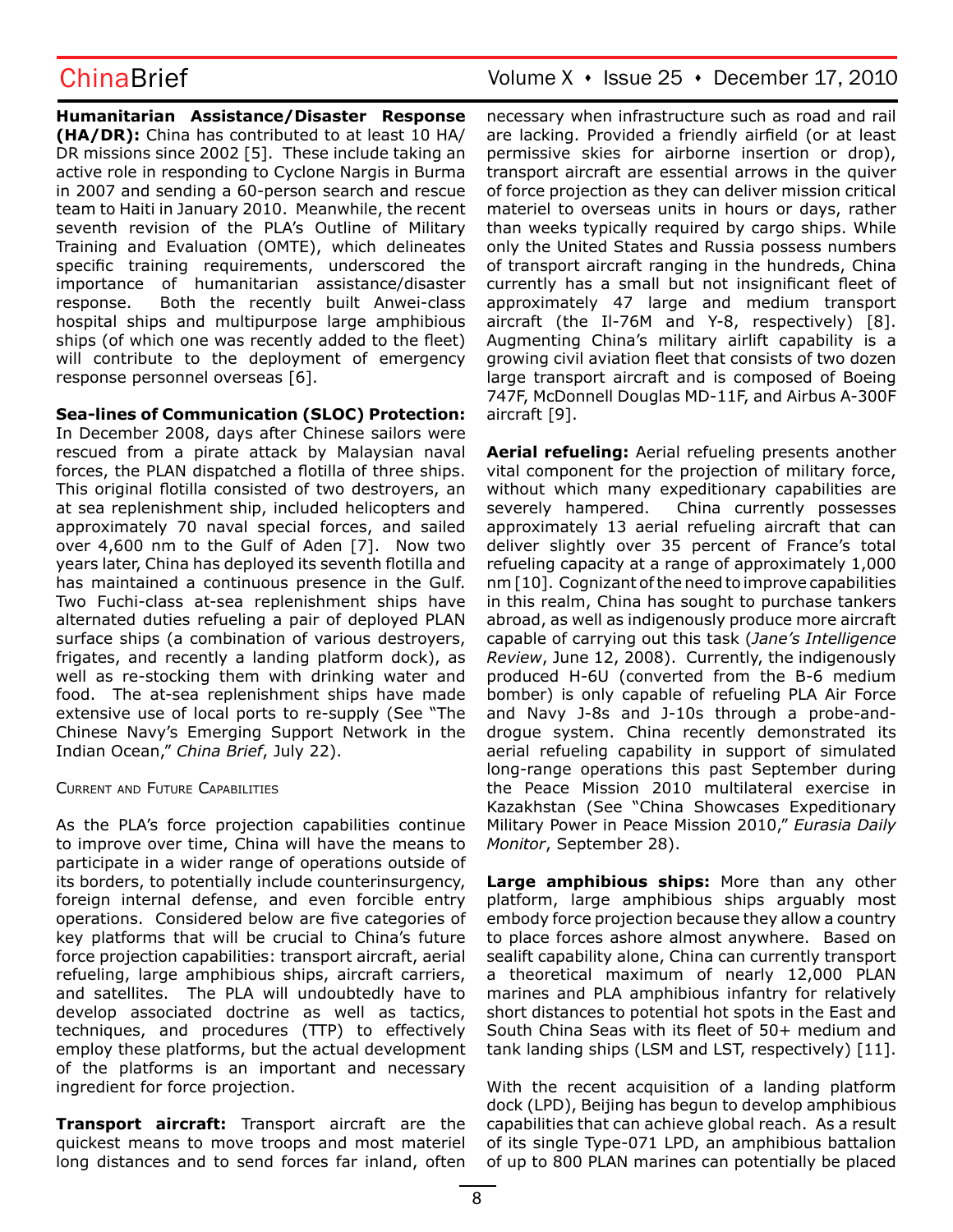**Humanitarian Assistance/Disaster Response (HA/DR):** China has contributed to at least 10 HA/DR missions since 2002 [5]. These include taking an active role in responding to Cyclone Nargis in Burma in 2007 and sending a 60-person search and rescue team to Haiti in January 2010. Meanwhile, the recent seventh revision of the PLA's Outline of Military Training and Evaluation (OMTE), which delineates specific training requirements, underscored the importance of humanitarian assistance/disaster response. Both the recently built Anwei-class hospital ships and multipurpose large amphibious ships (of which one was recently added to the fleet) will contribute to the deployment of emergency response personnel overseas [6].

**Sea-lines of Communication (SLOC) Protection:** In December 2008, days after Chinese sailors were rescued from a pirate attack by Malaysian naval forces, the PLAN dispatched a flotilla of three ships. This original flotilla consisted of two destroyers, an at sea replenishment ship, included helicopters and approximately 70 naval special forces, and sailed over 4,600 nm to the Gulf of Aden [7]. Now two years later, China has deployed its seventh flotilla and has maintained a continuous presence in the Gulf. Two Fuchi-class at-sea replenishment ships have alternated duties refueling a pair of deployed PLAN surface ships (a combination of various destroyers, frigates, and recently a landing platform dock), as well as re-stocking them with drinking water and food. The at-sea replenishment ships have made extensive use of local ports to re-supply (See "The Chinese Navy's Emerging Support Network in the Indian Ocean," *China Brief*, July 22).

## Current and Future Capabilities

As the PLA's force projection capabilities continue to improve over time, China will have the means to participate in a wider range of operations outside of its borders, to potentially include counterinsurgency, foreign internal defense, and even forcible entry operations. Considered below are five categories of key platforms that will be crucial to China's future force projection capabilities: transport aircraft, aerial refueling, large amphibious ships, aircraft carriers, and satellites. The PLA will undoubtedly have to develop associated doctrine as well as tactics, techniques, and procedures (TTP) to effectively employ these platforms, but the actual development of the platforms is an important and necessary ingredient for force projection.

**Transport aircraft:** Transport aircraft are the quickest means to move troops and most materiel long distances and to send forces far inland, often necessary when infrastructure such as road and rail are lacking. Provided a friendly airfield (or at least permissive skies for airborne insertion or drop), transport aircraft are essential arrows in the quiver of force projection as they can deliver mission critical materiel to overseas units in hours or days, rather than weeks typically required by cargo ships. While only the United States and Russia possess numbers of transport aircraft ranging in the hundreds, China currently has a small but not insignificant fleet of approximately 47 large and medium transport aircraft (the Il-76M and Y-8, respectively) [8]. Augmenting China's military airlift capability is a growing civil aviation fleet that consists of two dozen large transport aircraft and is composed of Boeing 747F, McDonnell Douglas MD-11F, and Airbus A-300F aircraft [9].

**Aerial refueling:** Aerial refueling presents another vital component for the projection of military force, without which many expeditionary capabilities are severely hampered. China currently possesses approximately 13 aerial refueling aircraft that can deliver slightly over 35 percent of France's total refueling capacity at a range of approximately 1,000 nm [10]. Cognizant of the need to improve capabilities in this realm, China has sought to purchase tankers abroad, as well as indigenously produce more aircraft capable of carrying out this task (*Jane's Intelligence Review*, June 12, 2008). Currently, the indigenously produced H-6U (converted from the B-6 medium bomber) is only capable of refueling PLA Air Force and Navy J-8s and J-10s through a probe-and-drogue system. China recently demonstrated its aerial refueling capability in support of simulated long-range operations this past September during the Peace Mission 2010 multilateral exercise in Kazakhstan (See "China Showcases Expeditionary Military Power in Peace Mission 2010," *Eurasia Daily Monitor*, September 28).

**Large amphibious ships:** More than any other platform, large amphibious ships arguably most embody force projection because they allow a country to place forces ashore almost anywhere. Based on sealift capability alone, China can currently transport a theoretical maximum of nearly 12,000 PLAN marines and PLA amphibious infantry for relatively short distances to potential hot spots in the East and South China Seas with its fleet of 50+ medium and tank landing ships (LSM and LST, respectively) [11].

With the recent acquisition of a landing platform dock (LPD), Beijing has begun to develop amphibious capabilities that can achieve global reach. As a result of its single Type-071 LPD, an amphibious battalion of up to 800 PLAN marines can potentially be placed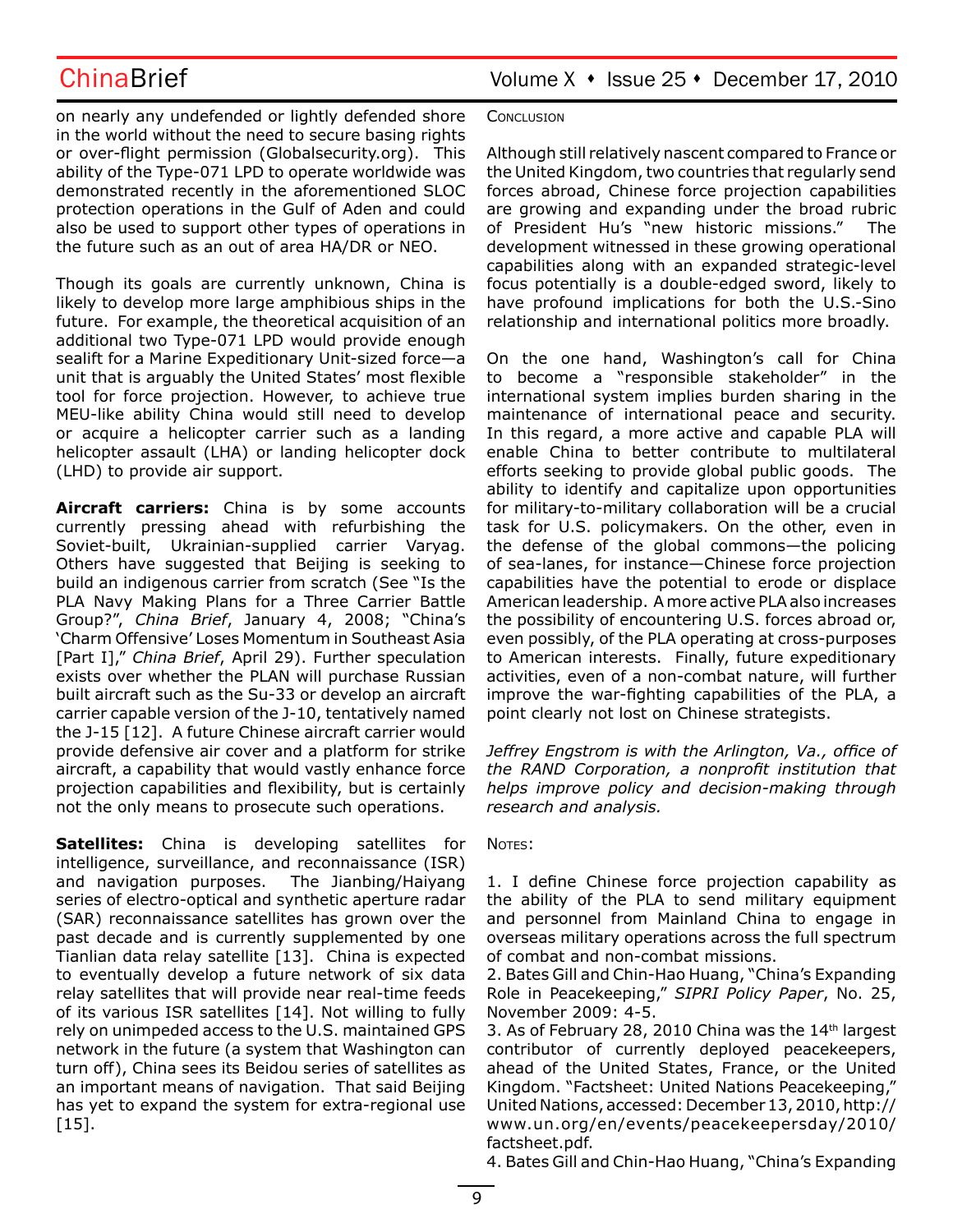on nearly any undefended or lightly defended shore in the world without the need to secure basing rights or over-flight permission (Globalsecurity.org). This ability of the Type-071 LPD to operate worldwide was demonstrated recently in the aforementioned SLOC protection operations in the Gulf of Aden and could also be used to support other types of operations in the future such as an out of area HA/DR or NEO.

Though its goals are currently unknown, China is likely to develop more large amphibious ships in the future. For example, the theoretical acquisition of an additional two Type-071 LPD would provide enough sealift for a Marine Expeditionary Unit-sized force—a unit that is arguably the United States' most flexible tool for force projection. However, to achieve true MEU-like ability China would still need to develop or acquire a helicopter carrier such as a landing helicopter assault (LHA) or landing helicopter dock (LHD) to provide air support.

**Aircraft carriers:** China is by some accounts currently pressing ahead with refurbishing the Soviet-built, Ukrainian-supplied carrier Varyag. Others have suggested that Beijing is seeking to build an indigenous carrier from scratch (See "Is the PLA Navy Making Plans for a Three Carrier Battle Group?", *China Brief*, January 4, 2008; "China's 'Charm Offensive' Loses Momentum in Southeast Asia [Part I]," *China Brief*, April 29). Further speculation exists over whether the PLAN will purchase Russian built aircraft such as the Su-33 or develop an aircraft carrier capable version of the J-10, tentatively named the J-15 [12]. A future Chinese aircraft carrier would provide defensive air cover and a platform for strike aircraft, a capability that would vastly enhance force projection capabilities and flexibility, but is certainly not the only means to prosecute such operations.

**Satellites:** China is developing satellites for intelligence, surveillance, and reconnaissance (ISR) and navigation purposes. The Jianbing/Haiyang series of electro-optical and synthetic aperture radar (SAR) reconnaissance satellites has grown over the past decade and is currently supplemented by one Tianlian data relay satellite [13]. China is expected to eventually develop a future network of six data relay satellites that will provide near real-time feeds of its various ISR satellites [14]. Not willing to fully rely on unimpeded access to the U.S. maintained GPS network in the future (a system that Washington can turn off), China sees its Beidou series of satellites as an important means of navigation. That said Beijing has yet to expand the system for extra-regional use [15].

## Conclusion

Although still relatively nascent compared to France or the United Kingdom, two countries that regularly send forces abroad, Chinese force projection capabilities are growing and expanding under the broad rubric of President Hu's "new historic missions." The development witnessed in these growing operational capabilities along with an expanded strategic-level focus potentially is a double-edged sword, likely to have profound implications for both the U.S.-Sino relationship and international politics more broadly.

On the one hand, Washington's call for China to become a "responsible stakeholder" in the international system implies burden sharing in the maintenance of international peace and security. In this regard, a more active and capable PLA will enable China to better contribute to multilateral efforts seeking to provide global public goods. The ability to identify and capitalize upon opportunities for military-to-military collaboration will be a crucial task for U.S. policymakers. On the other, even in the defense of the global commons—the policing of sea-lanes, for instance—Chinese force projection capabilities have the potential to erode or displace American leadership. A more active PLA also increases the possibility of encountering U.S. forces abroad or, even possibly, of the PLA operating at cross-purposes to American interests. Finally, future expeditionary activities, even of a non-combat nature, will further improve the war-fighting capabilities of the PLA, a point clearly not lost on Chinese strategists.

*Jeffrey Engstrom is with the Arlington, Va., office of the RAND Corporation, a nonprofit institution that helps improve policy and decision-making through research and analysis.*

## Notes:

1. I define Chinese force projection capability as the ability of the PLA to send military equipment and personnel from Mainland China to engage in overseas military operations across the full spectrum of combat and non-combat missions.
2. Bates Gill and Chin-Hao Huang, "China's Expanding Role in Peacekeeping," *SIPRI Policy Paper*, No. 25, November 2009: 4-5.
3. As of February 28, 2010 China was the 14th largest contributor of currently deployed peacekeepers, ahead of the United States, France, or the United Kingdom. "Factsheet: United Nations Peacekeeping," United Nations, accessed: December 13, 2010, http://www.un.org/en/events/peacekeepersday/2010/factsheet.pdf.
4. Bates Gill and Chin-Hao Huang, "China's Expanding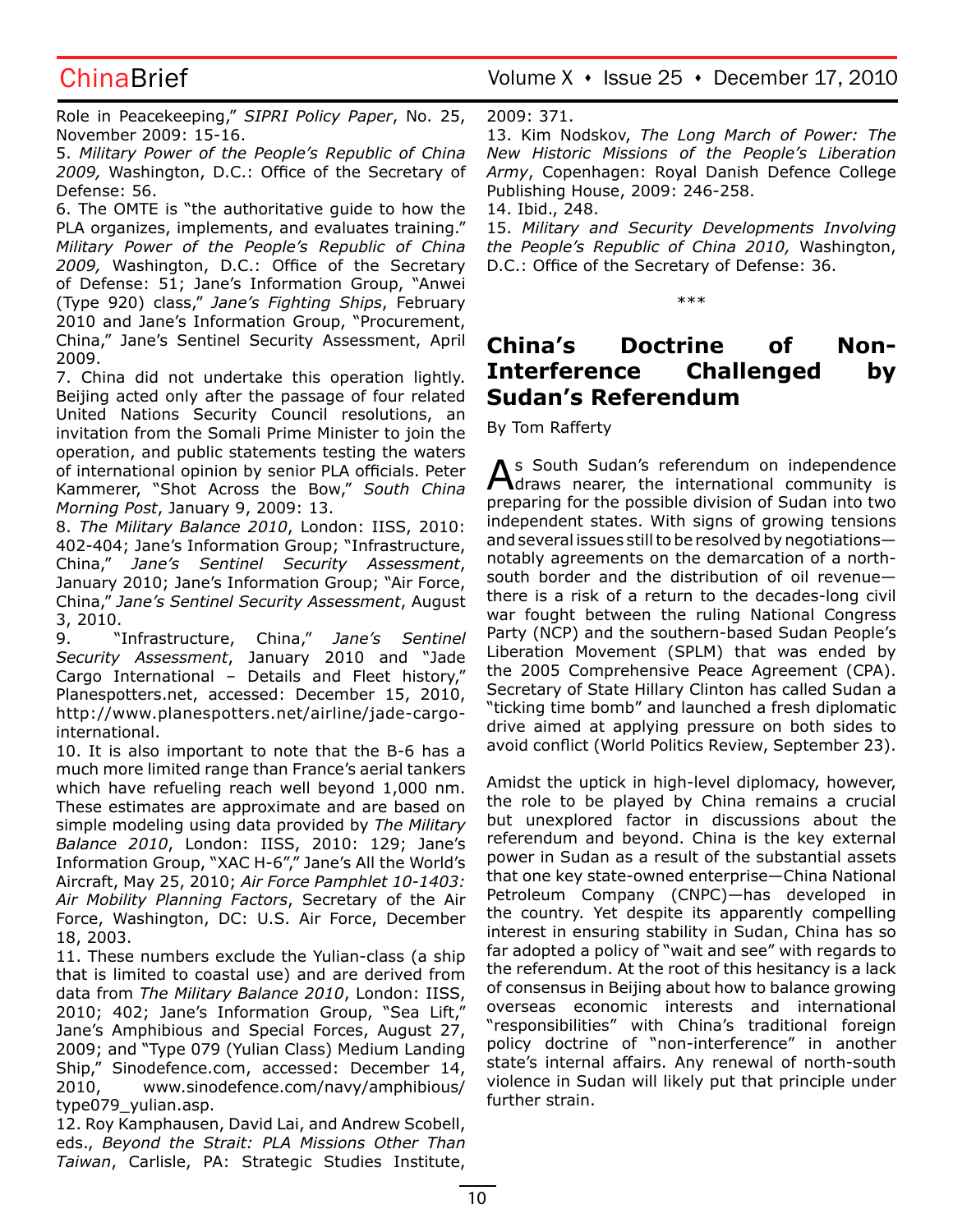Role in Peacekeeping," *SIPRI Policy Paper*, No. 25, November 2009: 15-16.

5. *Military Power of the People's Republic of China 2009,* Washington, D.C.: Office of the Secretary of Defense: 56.

6. The OMTE is "the authoritative guide to how the PLA organizes, implements, and evaluates training." *Military Power of the People's Republic of China 2009,* Washington, D.C.: Office of the Secretary of Defense: 51; Jane's Information Group, "Anwei (Type 920) class," *Jane's Fighting Ships*, February 2010 and Jane's Information Group, "Procurement, China," Jane's Sentinel Security Assessment, April 2009.

7. China did not undertake this operation lightly. Beijing acted only after the passage of four related United Nations Security Council resolutions, an invitation from the Somali Prime Minister to join the operation, and public statements testing the waters of international opinion by senior PLA officials. Peter Kammerer, "Shot Across the Bow," *South China Morning Post*, January 9, 2009: 13.

8. *The Military Balance 2010*, London: IISS, 2010: 402-404; Jane's Information Group; "Infrastructure, China," *Jane's Sentinel Security Assessment*, January 2010; Jane's Information Group; "Air Force, China," *Jane's Sentinel Security Assessment*, August 3, 2010.

9. "Infrastructure, China," *Jane's Sentinel Security Assessment*, January 2010 and "Jade Cargo International – Details and Fleet history," Planespotters.net, accessed: December 15, 2010, http://www.planespotters.net/airline/jade-cargo-international.

10. It is also important to note that the B-6 has a much more limited range than France's aerial tankers which have refueling reach well beyond 1,000 nm. These estimates are approximate and are based on simple modeling using data provided by *The Military Balance 2010*, London: IISS, 2010: 129; Jane's Information Group, "XAC H-6"," Jane's All the World's Aircraft, May 25, 2010; *Air Force Pamphlet 10-1403: Air Mobility Planning Factors*, Secretary of the Air Force, Washington, DC: U.S. Air Force, December 18, 2003.

11. These numbers exclude the Yulian-class (a ship that is limited to coastal use) and are derived from data from *The Military Balance 2010*, London: IISS, 2010; 402; Jane's Information Group, "Sea Lift," Jane's Amphibious and Special Forces, August 27, 2009; and "Type 079 (Yulian Class) Medium Landing Ship," Sinodefence.com, accessed: December 14, 2010, www.sinodefence.com/navy/amphibious/type079_yulian.asp.

12. Roy Kamphausen, David Lai, and Andrew Scobell, eds., *Beyond the Strait: PLA Missions Other Than Taiwan*, Carlisle, PA: Strategic Studies Institute, 2009: 371.

13. Kim Nodskov, *The Long March of Power: The New Historic Missions of the People's Liberation Army*, Copenhagen: Royal Danish Defence College Publishing House, 2009: 246-258.

14. Ibid., 248.

15. *Military and Security Developments Involving the People's Republic of China 2010,* Washington, D.C.: Office of the Secretary of Defense: 36.

\*\*\*

## China's Doctrine of Non-Interference Challenged by Sudan's Referendum

By Tom Rafferty

As South Sudan's referendum on independence draws nearer, the international community is preparing for the possible division of Sudan into two independent states. With signs of growing tensions and several issues still to be resolved by negotiations—notably agreements on the demarcation of a north-south border and the distribution of oil revenue—there is a risk of a return to the decades-long civil war fought between the ruling National Congress Party (NCP) and the southern-based Sudan People's Liberation Movement (SPLM) that was ended by the 2005 Comprehensive Peace Agreement (CPA). Secretary of State Hillary Clinton has called Sudan a "ticking time bomb" and launched a fresh diplomatic drive aimed at applying pressure on both sides to avoid conflict (World Politics Review, September 23).

Amidst the uptick in high-level diplomacy, however, the role to be played by China remains a crucial but unexplored factor in discussions about the referendum and beyond. China is the key external power in Sudan as a result of the substantial assets that one key state-owned enterprise—China National Petroleum Company (CNPC)—has developed in the country. Yet despite its apparently compelling interest in ensuring stability in Sudan, China has so far adopted a policy of "wait and see" with regards to the referendum. At the root of this hesitancy is a lack of consensus in Beijing about how to balance growing overseas economic interests and international "responsibilities" with China's traditional foreign policy doctrine of "non-interference" in another state's internal affairs. Any renewal of north-south violence in Sudan will likely put that principle under further strain.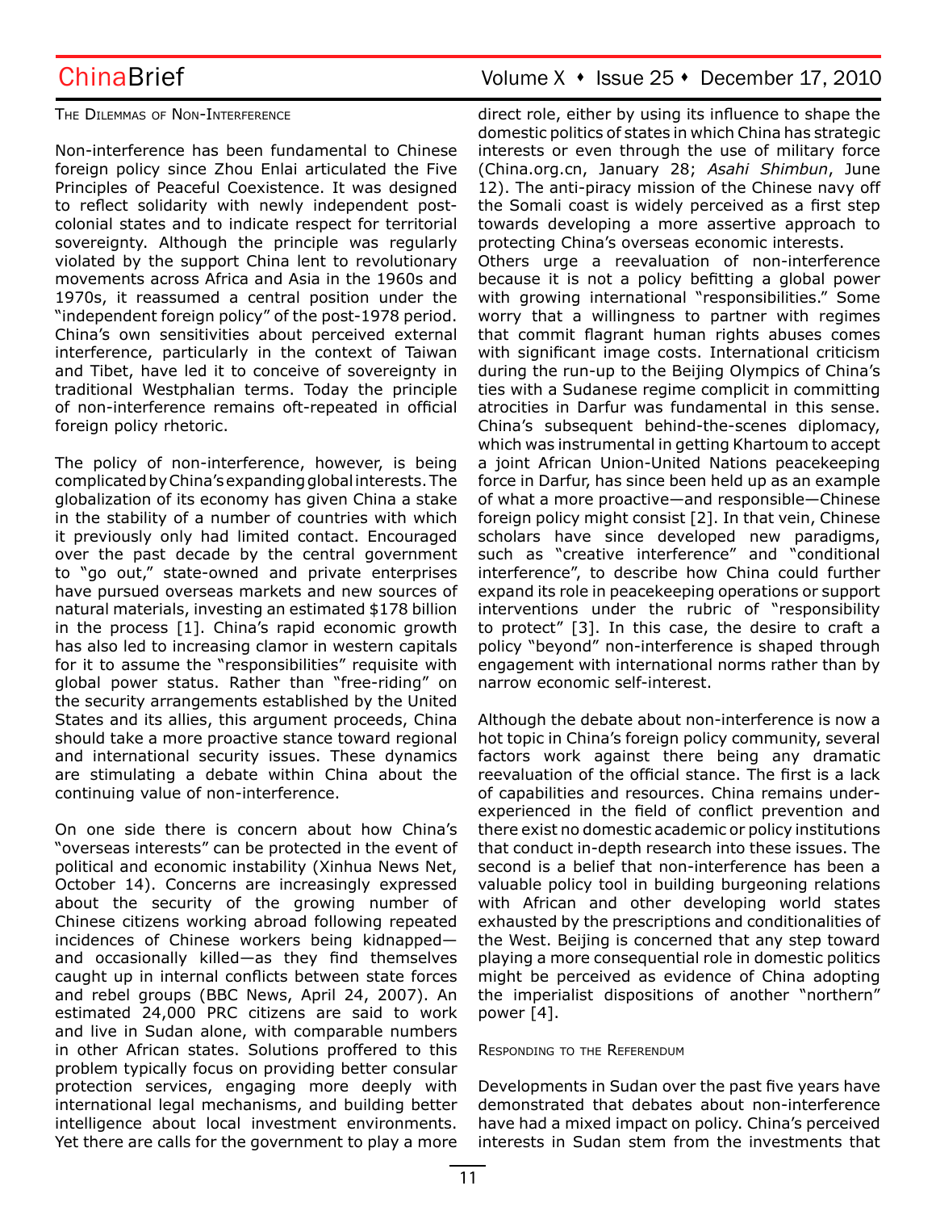## The Dilemmas of Non-Interference

Non-interference has been fundamental to Chinese foreign policy since Zhou Enlai articulated the Five Principles of Peaceful Coexistence. It was designed to reflect solidarity with newly independent post-colonial states and to indicate respect for territorial sovereignty. Although the principle was regularly violated by the support China lent to revolutionary movements across Africa and Asia in the 1960s and 1970s, it reassumed a central position under the "independent foreign policy" of the post-1978 period. China's own sensitivities about perceived external interference, particularly in the context of Taiwan and Tibet, have led it to conceive of sovereignty in traditional Westphalian terms. Today the principle of non-interference remains oft-repeated in official foreign policy rhetoric.

The policy of non-interference, however, is being complicated by China's expanding global interests. The globalization of its economy has given China a stake in the stability of a number of countries with which it previously only had limited contact. Encouraged over the past decade by the central government to "go out," state-owned and private enterprises have pursued overseas markets and new sources of natural materials, investing an estimated $178 billion in the process [1]. China's rapid economic growth has also led to increasing clamor in western capitals for it to assume the "responsibilities" requisite with global power status. Rather than "free-riding" on the security arrangements established by the United States and its allies, this argument proceeds, China should take a more proactive stance toward regional and international security issues. These dynamics are stimulating a debate within China about the continuing value of non-interference.

On one side there is concern about how China's "overseas interests" can be protected in the event of political and economic instability (Xinhua News Net, October 14). Concerns are increasingly expressed about the security of the growing number of Chinese citizens working abroad following repeated incidences of Chinese workers being kidnapped—and occasionally killed—as they find themselves caught up in internal conflicts between state forces and rebel groups (BBC News, April 24, 2007). An estimated 24,000 PRC citizens are said to work and live in Sudan alone, with comparable numbers in other African states. Solutions proffered to this problem typically focus on providing better consular protection services, engaging more deeply with international legal mechanisms, and building better intelligence about local investment environments. Yet there are calls for the government to play a more direct role, either by using its influence to shape the domestic politics of states in which China has strategic interests or even through the use of military force (China.org.cn, January 28; *Asahi Shimbun*, June 12). The anti-piracy mission of the Chinese navy off the Somali coast is widely perceived as a first step towards developing a more assertive approach to protecting China's overseas economic interests.

Others urge a reevaluation of non-interference because it is not a policy befitting a global power with growing international "responsibilities." Some worry that a willingness to partner with regimes that commit flagrant human rights abuses comes with significant image costs. International criticism during the run-up to the Beijing Olympics of China's ties with a Sudanese regime complicit in committing atrocities in Darfur was fundamental in this sense. China's subsequent behind-the-scenes diplomacy, which was instrumental in getting Khartoum to accept a joint African Union-United Nations peacekeeping force in Darfur, has since been held up as an example of what a more proactive—and responsible—Chinese foreign policy might consist [2]. In that vein, Chinese scholars have since developed new paradigms, such as "creative interference" and "conditional interference", to describe how China could further expand its role in peacekeeping operations or support interventions under the rubric of "responsibility to protect" [3]. In this case, the desire to craft a policy "beyond" non-interference is shaped through engagement with international norms rather than by narrow economic self-interest.

Although the debate about non-interference is now a hot topic in China's foreign policy community, several factors work against there being any dramatic reevaluation of the official stance. The first is a lack of capabilities and resources. China remains under-experienced in the field of conflict prevention and there exist no domestic academic or policy institutions that conduct in-depth research into these issues. The second is a belief that non-interference has been a valuable policy tool in building burgeoning relations with African and other developing world states exhausted by the prescriptions and conditionalities of the West. Beijing is concerned that any step toward playing a more consequential role in domestic politics might be perceived as evidence of China adopting the imperialist dispositions of another "northern" power [4].

## Responding to the Referendum

Developments in Sudan over the past five years have demonstrated that debates about non-interference have had a mixed impact on policy. China's perceived interests in Sudan stem from the investments that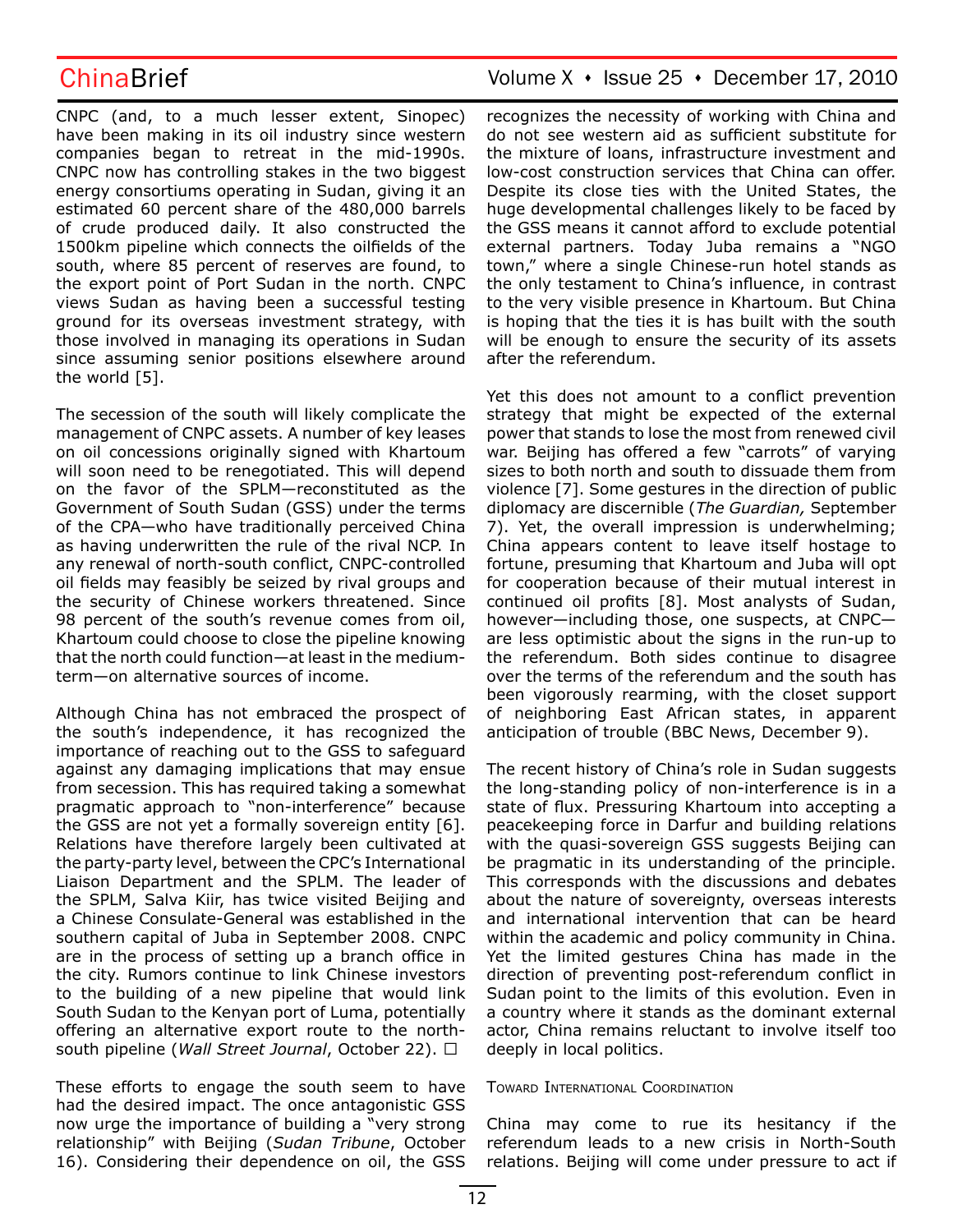CNPC (and, to a much lesser extent, Sinopec) have been making in its oil industry since western companies began to retreat in the mid-1990s. CNPC now has controlling stakes in the two biggest energy consortiums operating in Sudan, giving it an estimated 60 percent share of the 480,000 barrels of crude produced daily. It also constructed the 1500km pipeline which connects the oilfields of the south, where 85 percent of reserves are found, to the export point of Port Sudan in the north. CNPC views Sudan as having been a successful testing ground for its overseas investment strategy, with those involved in managing its operations in Sudan since assuming senior positions elsewhere around the world [5].

The secession of the south will likely complicate the management of CNPC assets. A number of key leases on oil concessions originally signed with Khartoum will soon need to be renegotiated. This will depend on the favor of the SPLM—reconstituted as the Government of South Sudan (GSS) under the terms of the CPA—who have traditionally perceived China as having underwritten the rule of the rival NCP. In any renewal of north-south conflict, CNPC-controlled oil fields may feasibly be seized by rival groups and the security of Chinese workers threatened. Since 98 percent of the south's revenue comes from oil, Khartoum could choose to close the pipeline knowing that the north could function—at least in the medium-term—on alternative sources of income.

Although China has not embraced the prospect of the south's independence, it has recognized the importance of reaching out to the GSS to safeguard against any damaging implications that may ensue from secession. This has required taking a somewhat pragmatic approach to "non-interference" because the GSS are not yet a formally sovereign entity [6]. Relations have therefore largely been cultivated at the party-party level, between the CPC's International Liaison Department and the SPLM. The leader of the SPLM, Salva Kiir, has twice visited Beijing and a Chinese Consulate-General was established in the southern capital of Juba in September 2008. CNPC are in the process of setting up a branch office in the city. Rumors continue to link Chinese investors to the building of a new pipeline that would link South Sudan to the Kenyan port of Luma, potentially offering an alternative export route to the north-south pipeline (*Wall Street Journal*, October 22). □

These efforts to engage the south seem to have had the desired impact. The once antagonistic GSS now urge the importance of building a "very strong relationship" with Beijing (*Sudan Tribune*, October 16). Considering their dependence on oil, the GSS recognizes the necessity of working with China and do not see western aid as sufficient substitute for the mixture of loans, infrastructure investment and low-cost construction services that China can offer. Despite its close ties with the United States, the huge developmental challenges likely to be faced by the GSS means it cannot afford to exclude potential external partners. Today Juba remains a "NGO town," where a single Chinese-run hotel stands as the only testament to China's influence, in contrast to the very visible presence in Khartoum. But China is hoping that the ties it is has built with the south will be enough to ensure the security of its assets after the referendum.

Yet this does not amount to a conflict prevention strategy that might be expected of the external power that stands to lose the most from renewed civil war. Beijing has offered a few "carrots" of varying sizes to both north and south to dissuade them from violence [7]. Some gestures in the direction of public diplomacy are discernible (*The Guardian,* September 7). Yet, the overall impression is underwhelming; China appears content to leave itself hostage to fortune, presuming that Khartoum and Juba will opt for cooperation because of their mutual interest in continued oil profits [8]. Most analysts of Sudan, however—including those, one suspects, at CNPC—are less optimistic about the signs in the run-up to the referendum. Both sides continue to disagree over the terms of the referendum and the south has been vigorously rearming, with the closet support of neighboring East African states, in apparent anticipation of trouble (BBC News, December 9).

The recent history of China's role in Sudan suggests the long-standing policy of non-interference is in a state of flux. Pressuring Khartoum into accepting a peacekeeping force in Darfur and building relations with the quasi-sovereign GSS suggests Beijing can be pragmatic in its understanding of the principle. This corresponds with the discussions and debates about the nature of sovereignty, overseas interests and international intervention that can be heard within the academic and policy community in China. Yet the limited gestures China has made in the direction of preventing post-referendum conflict in Sudan point to the limits of this evolution. Even in a country where it stands as the dominant external actor, China remains reluctant to involve itself too deeply in local politics.

### Toward International Coordination

China may come to rue its hesitancy if the referendum leads to a new crisis in North-South relations. Beijing will come under pressure to act if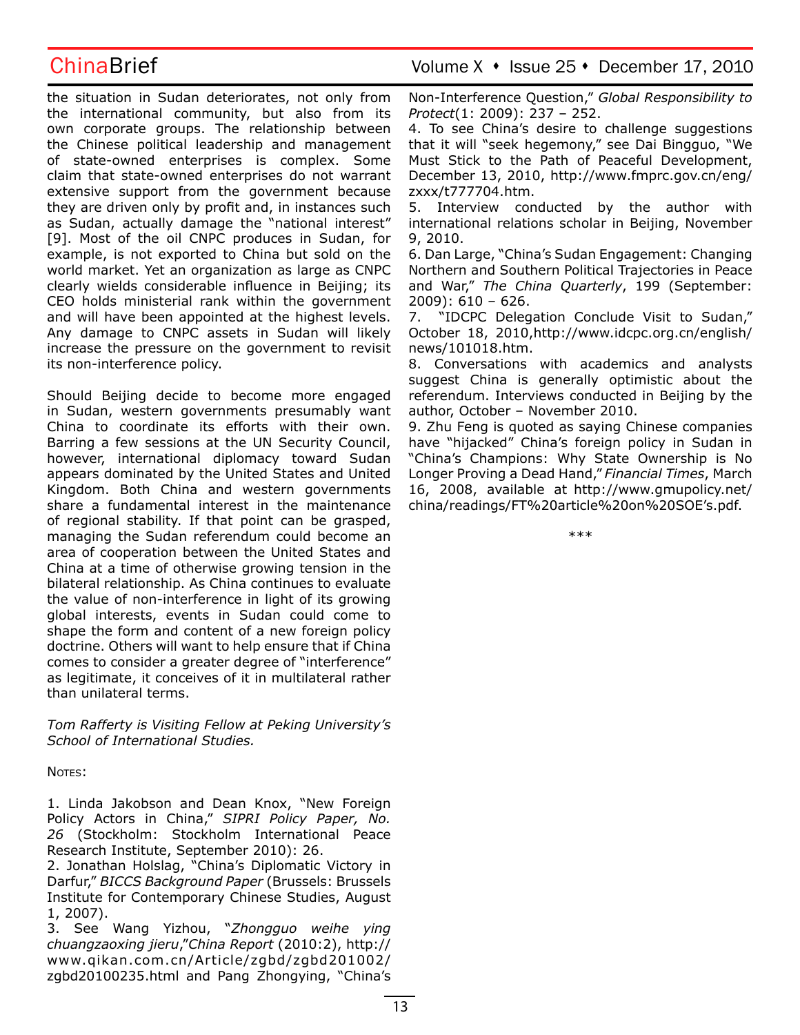the situation in Sudan deteriorates, not only from the international community, but also from its own corporate groups. The relationship between the Chinese political leadership and management of state-owned enterprises is complex. Some claim that state-owned enterprises do not warrant extensive support from the government because they are driven only by profit and, in instances such as Sudan, actually damage the "national interest" [9]. Most of the oil CNPC produces in Sudan, for example, is not exported to China but sold on the world market. Yet an organization as large as CNPC clearly wields considerable influence in Beijing; its CEO holds ministerial rank within the government and will have been appointed at the highest levels. Any damage to CNPC assets in Sudan will likely increase the pressure on the government to revisit its non-interference policy.

Should Beijing decide to become more engaged in Sudan, western governments presumably want China to coordinate its efforts with their own. Barring a few sessions at the UN Security Council, however, international diplomacy toward Sudan appears dominated by the United States and United Kingdom. Both China and western governments share a fundamental interest in the maintenance of regional stability. If that point can be grasped, managing the Sudan referendum could become an area of cooperation between the United States and China at a time of otherwise growing tension in the bilateral relationship. As China continues to evaluate the value of non-interference in light of its growing global interests, events in Sudan could come to shape the form and content of a new foreign policy doctrine. Others will want to help ensure that if China comes to consider a greater degree of "interference" as legitimate, it conceives of it in multilateral rather than unilateral terms.

*Tom Rafferty is Visiting Fellow at Peking University's School of International Studies.*

Notes:

1. Linda Jakobson and Dean Knox, "New Foreign Policy Actors in China," *SIPRI Policy Paper, No. 26* (Stockholm: Stockholm International Peace Research Institute, September 2010): 26.
2. Jonathan Holslag, "China's Diplomatic Victory in Darfur," *BICCS Background Paper* (Brussels: Brussels Institute for Contemporary Chinese Studies, August 1, 2007).
3. See Wang Yizhou, "*Zhongguo weihe ying chuangzaoxing jieru*,"*China Report* (2010:2), http://www.qikan.com.cn/Article/zgbd/zgbd201002/zgbd20100235.html and Pang Zhongying, "China's Non-Interference Question," *Global Responsibility to Protect*(1: 2009): 237 – 252.
4. To see China's desire to challenge suggestions that it will "seek hegemony," see Dai Bingguo, "We Must Stick to the Path of Peaceful Development, December 13, 2010, http://www.fmprc.gov.cn/eng/zxxx/t777704.htm.
5. Interview conducted by the author with international relations scholar in Beijing, November 9, 2010.
6. Dan Large, "China's Sudan Engagement: Changing Northern and Southern Political Trajectories in Peace and War," *The China Quarterly*, 199 (September: 2009): 610 – 626.
7. "IDCPC Delegation Conclude Visit to Sudan," October 18, 2010,http://www.idcpc.org.cn/english/news/101018.htm.
8. Conversations with academics and analysts suggest China is generally optimistic about the referendum. Interviews conducted in Beijing by the author, October – November 2010.
9. Zhu Feng is quoted as saying Chinese companies have "hijacked" China's foreign policy in Sudan in "China's Champions: Why State Ownership is No Longer Proving a Dead Hand,"*Financial Times*, March 16, 2008, available at http://www.gmupolicy.net/china/readings/FT%20article%20on%20SOE's.pdf.

***